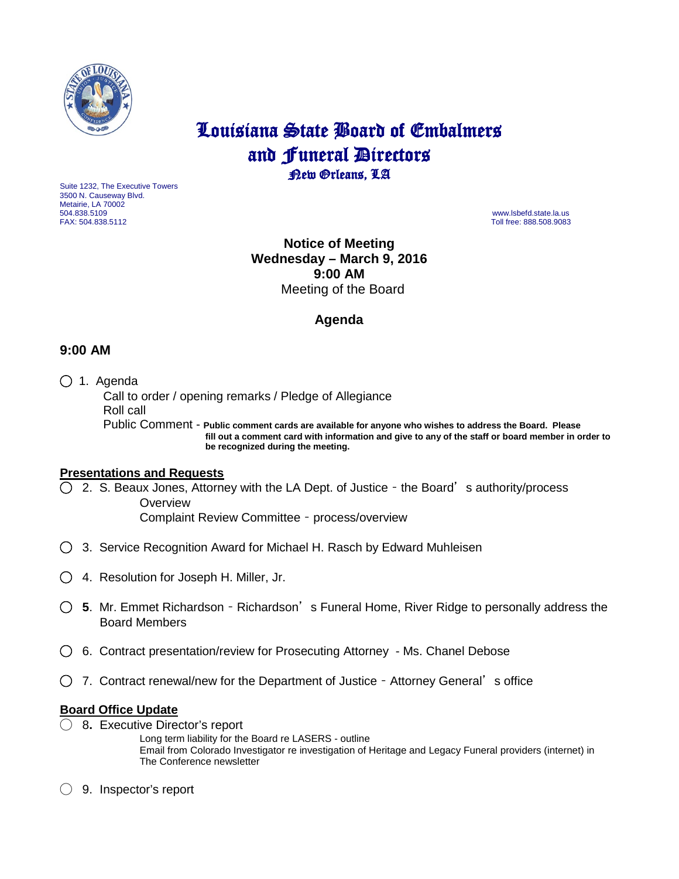# Louisiana State Board of Embalmers and Funeral Directors

New Orleans, LA

Suite 1232, The Executive Towers
3500 N. Causeway Blvd.
Metairie, LA 70002
504.838.5109
FAX: 504.838.5112

www.lsbefd.state.la.us
Toll free: 888.508.9083

**Notice of Meeting**
**Wednesday – March 9, 2016**
**9:00 AM**
Meeting of the Board

## Agenda

### 9:00 AM

◯ 1. Agenda
   Call to order / opening remarks / Pledge of Allegiance
   Roll call
   Public Comment - **Public comment cards are available for anyone who wishes to address the Board. Please fill out a comment card with information and give to any of the staff or board member in order to be recognized during the meeting.**

**Presentations and Requests**

◯ 2. S. Beaux Jones, Attorney with the LA Dept. of Justice – the Board's authority/process
   Overview
   Complaint Review Committee – process/overview

◯ 3. Service Recognition Award for Michael H. Rasch by Edward Muhleisen

◯ 4. Resolution for Joseph H. Miller, Jr.

◯ **5**. Mr. Emmet Richardson – Richardson's Funeral Home, River Ridge to personally address the Board Members

◯ 6. Contract presentation/review for Prosecuting Attorney - Ms. Chanel Debose

◯ 7. Contract renewal/new for the Department of Justice – Attorney General's office

**Board Office Update**

◯ 8**.** Executive Director's report
   Long term liability for the Board re LASERS - outline
   Email from Colorado Investigator re investigation of Heritage and Legacy Funeral providers (internet) in The Conference newsletter

◯ 9. Inspector's report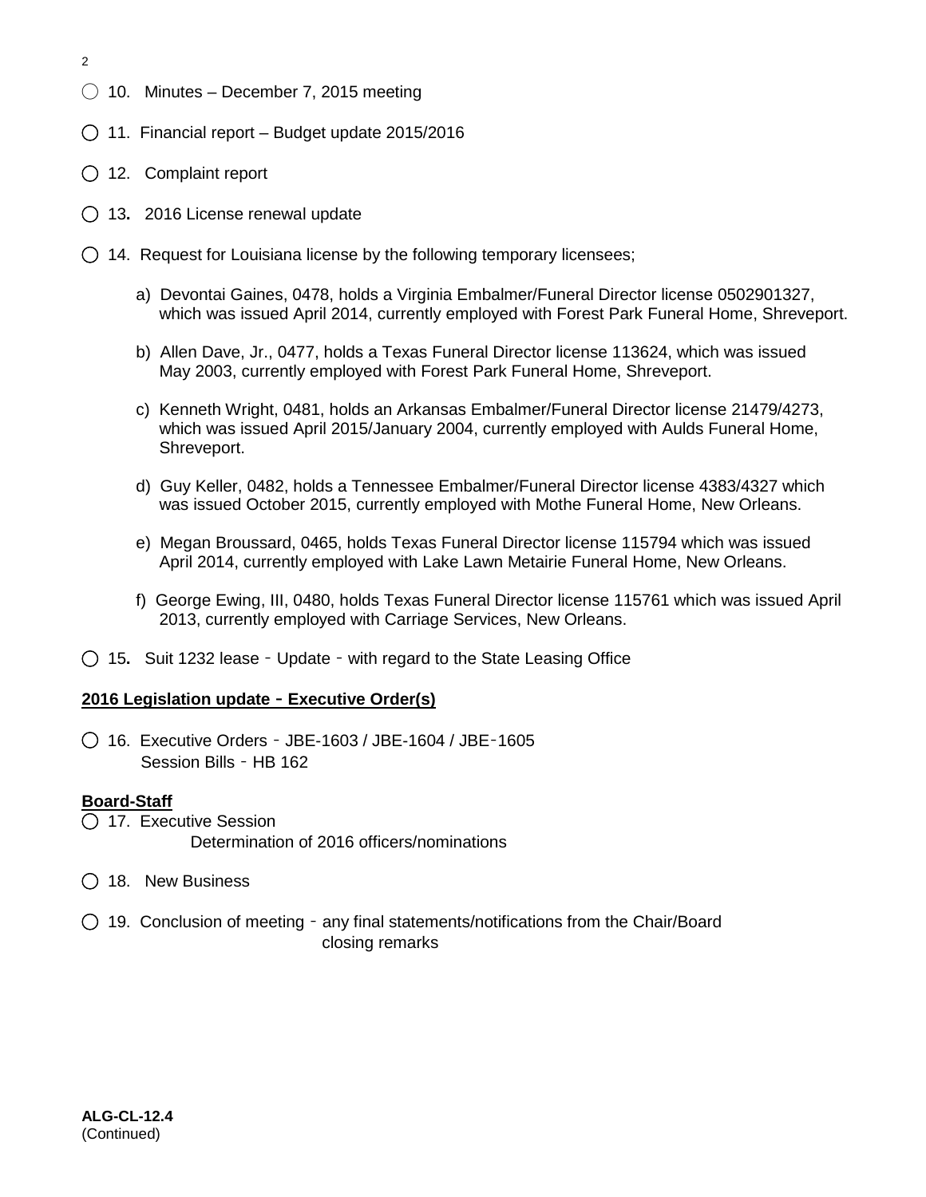◯ 10. Minutes – December 7, 2015 meeting

◯ 11. Financial report – Budget update 2015/2016

◯ 12. Complaint report

◯ 13. 2016 License renewal update

◯ 14. Request for Louisiana license by the following temporary licensees;

  a) Devontai Gaines, 0478, holds a Virginia Embalmer/Funeral Director license 0502901327, which was issued April 2014, currently employed with Forest Park Funeral Home, Shreveport.

  b) Allen Dave, Jr., 0477, holds a Texas Funeral Director license 113624, which was issued May 2003, currently employed with Forest Park Funeral Home, Shreveport.

  c) Kenneth Wright, 0481, holds an Arkansas Embalmer/Funeral Director license 21479/4273, which was issued April 2015/January 2004, currently employed with Aulds Funeral Home, Shreveport.

  d) Guy Keller, 0482, holds a Tennessee Embalmer/Funeral Director license 4383/4327 which was issued October 2015, currently employed with Mothe Funeral Home, New Orleans.

  e) Megan Broussard, 0465, holds Texas Funeral Director license 115794 which was issued April 2014, currently employed with Lake Lawn Metairie Funeral Home, New Orleans.

  f) George Ewing, III, 0480, holds Texas Funeral Director license 115761 which was issued April 2013, currently employed with Carriage Services, New Orleans.

◯ 15. Suit 1232 lease - Update - with regard to the State Leasing Office

**2016 Legislation update - Executive Order(s)**

◯ 16. Executive Orders - JBE-1603 / JBE-1604 / JBE-1605
  Session Bills - HB 162

**Board-Staff**

◯ 17. Executive Session
  Determination of 2016 officers/nominations

◯ 18. New Business

◯ 19. Conclusion of meeting - any final statements/notifications from the Chair/Board
  closing remarks

**ALG-CL-12.4**
(Continued)